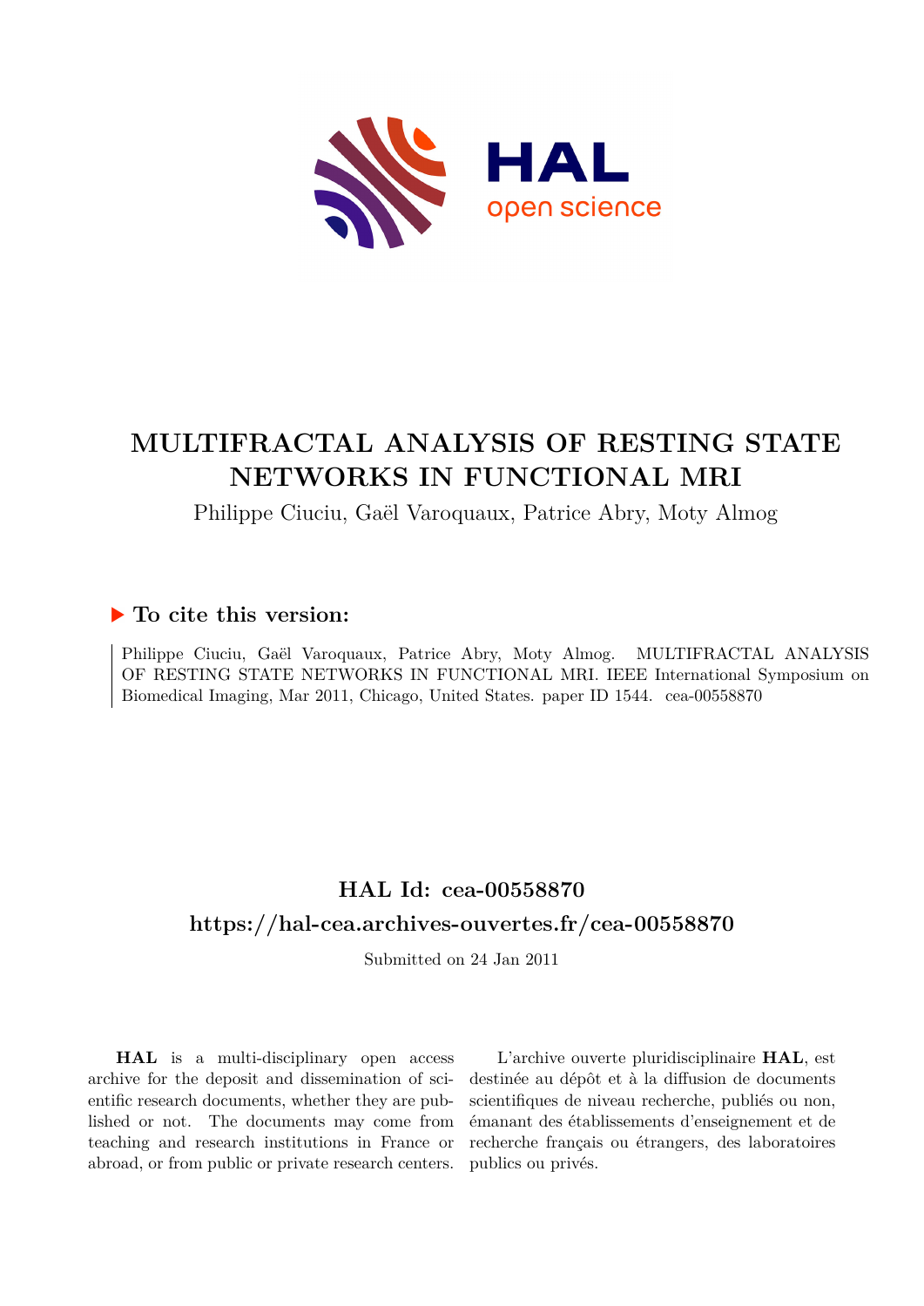# MULTIFRACTAL ANALYSIS OF RESTING STATE NETWORKS IN FUNCTIONAL MRI

Philippe Ciuciu, Gaël Varoquaux, Patrice Abry, Moty Almog

## ▶ To cite this version:

Philippe Ciuciu, Gaël Varoquaux, Patrice Abry, Moty Almog. MULTIFRACTAL ANALYSIS OF RESTING STATE NETWORKS IN FUNCTIONAL MRI. IEEE International Symposium on Biomedical Imaging, Mar 2011, Chicago, United States. paper ID 1544. cea-00558870

## HAL Id: cea-00558870

## https://hal-cea.archives-ouvertes.fr/cea-00558870

Submitted on 24 Jan 2011

**HAL** is a multi-disciplinary open access archive for the deposit and dissemination of scientific research documents, whether they are published or not. The documents may come from teaching and research institutions in France or abroad, or from public or private research centers.

L'archive ouverte pluridisciplinaire **HAL**, est destinée au dépôt et à la diffusion de documents scientifiques de niveau recherche, publiés ou non, émanant des établissements d'enseignement et de recherche français ou étrangers, des laboratoires publics ou privés.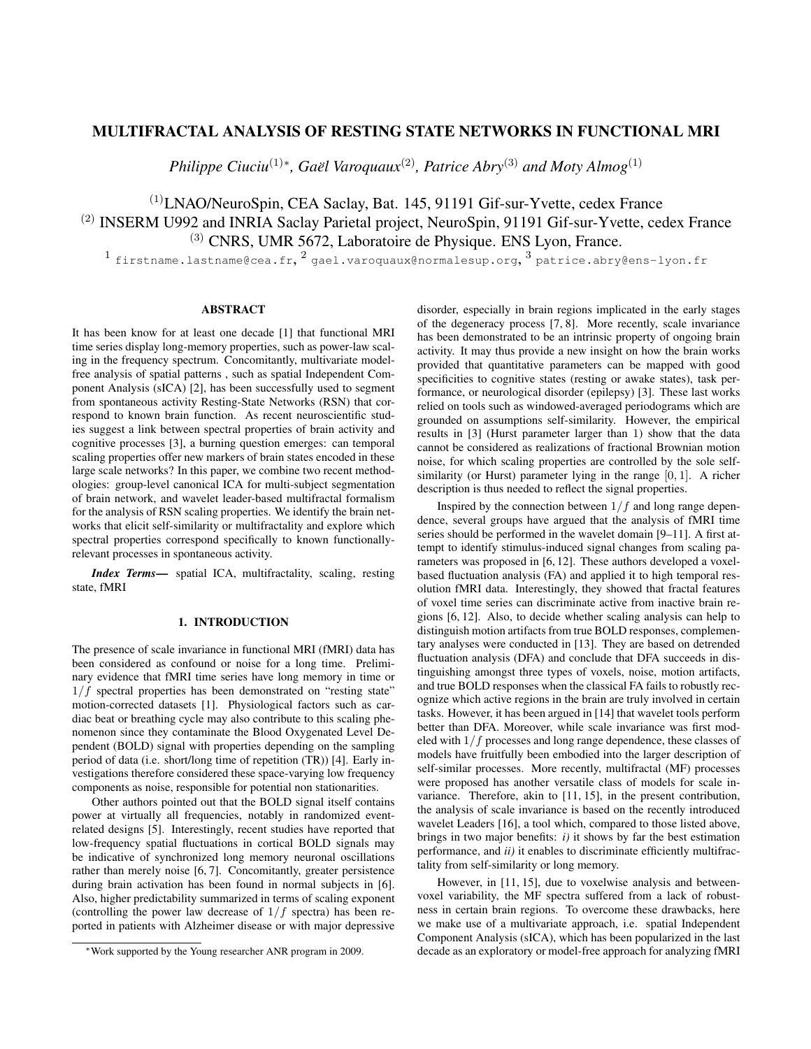# MULTIFRACTAL ANALYSIS OF RESTING STATE NETWORKS IN FUNCTIONAL MRI

*Philippe Ciuciu*[(1)*], *Gaël Varoquaux*[(2)], *Patrice Abry*[(3)] *and Moty Almog*[(1)]

[(1)]LNAO/NeuroSpin, CEA Saclay, Bat. 145, 91191 Gif-sur-Yvette, cedex France
[(2)] INSERM U992 and INRIA Saclay Parietal project, NeuroSpin, 91191 Gif-sur-Yvette, cedex France
[(3)] CNRS, UMR 5672, Laboratoire de Physique. ENS Lyon, France.
[1] firstname.lastname@cea.fr, [2] gael.varoquaux@normalesup.org, [3] patrice.abry@ens-lyon.fr

## ABSTRACT

It has been know for at least one decade [1] that functional MRI time series display long-memory properties, such as power-law scaling in the frequency spectrum. Concomitantly, multivariate model-free analysis of spatial patterns , such as spatial Independent Component Analysis (sICA) [2], has been successfully used to segment from spontaneous activity Resting-State Networks (RSN) that correspond to known brain function. As recent neuroscientific studies suggest a link between spectral properties of brain activity and cognitive processes [3], a burning question emerges: can temporal scaling properties offer new markers of brain states encoded in these large scale networks? In this paper, we combine two recent methodologies: group-level canonical ICA for multi-subject segmentation of brain network, and wavelet leader-based multifractal formalism for the analysis of RSN scaling properties. We identify the brain networks that elicit self-similarity or multifractality and explore which spectral properties correspond specifically to known functionally-relevant processes in spontaneous activity.

***Index Terms*—** spatial ICA, multifractality, scaling, resting state, fMRI

## 1. INTRODUCTION

The presence of scale invariance in functional MRI (fMRI) data has been considered as confound or noise for a long time. Preliminary evidence that fMRI time series have long memory in time or $1/f$ spectral properties has been demonstrated on "resting state" motion-corrected datasets [1]. Physiological factors such as cardiac beat or breathing cycle may also contribute to this scaling phenomenon since they contaminate the Blood Oxygenated Level Dependent (BOLD) signal with properties depending on the sampling period of data (i.e. short/long time of repetition (TR)) [4]. Early investigations therefore considered these space-varying low frequency components as noise, responsible for potential non stationarities.

Other authors pointed out that the BOLD signal itself contains power at virtually all frequencies, notably in randomized event-related designs [5]. Interestingly, recent studies have reported that low-frequency spatial fluctuations in cortical BOLD signals may be indicative of synchronized long memory neuronal oscillations rather than merely noise [6, 7]. Concomitantly, greater persistence during brain activation has been found in normal subjects in [6]. Also, higher predictability summarized in terms of scaling exponent (controlling the power law decrease of $1/f$ spectra) has been reported in patients with Alzheimer disease or with major depressive disorder, especially in brain regions implicated in the early stages of the degeneracy process [7, 8]. More recently, scale invariance has been demonstrated to be an intrinsic property of ongoing brain activity. It may thus provide a new insight on how the brain works provided that quantitative parameters can be mapped with good specificities to cognitive states (resting or awake states), task performance, or neurological disorder (epilepsy) [3]. These last works relied on tools such as windowed-averaged periodograms which are grounded on assumptions self-similarity. However, the empirical results in [3] (Hurst parameter larger than 1) show that the data cannot be considered as realizations of fractional Brownian motion noise, for which scaling properties are controlled by the sole self-similarity (or Hurst) parameter lying in the range $[0, 1]$. A richer description is thus needed to reflect the signal properties.

Inspired by the connection between $1/f$ and long range dependence, several groups have argued that the analysis of fMRI time series should be performed in the wavelet domain [9–11]. A first attempt to identify stimulus-induced signal changes from scaling parameters was proposed in [6, 12]. These authors developed a voxel-based fluctuation analysis (FA) and applied it to high temporal resolution fMRI data. Interestingly, they showed that fractal features of voxel time series can discriminate active from inactive brain regions [6, 12]. Also, to decide whether scaling analysis can help to distinguish motion artifacts from true BOLD responses, complementary analyses were conducted in [13]. They are based on detrended fluctuation analysis (DFA) and conclude that DFA succeeds in distinguishing amongst three types of voxels, noise, motion artifacts, and true BOLD responses when the classical FA fails to robustly recognize which active regions in the brain are truly involved in certain tasks. However, it has been argued in [14] that wavelet tools perform better than DFA. Moreover, while scale invariance was first modeled with $1/f$ processes and long range dependence, these classes of models have fruitfully been embodied into the larger description of self-similar processes. More recently, multifractal (MF) processes were proposed has another versatile class of models for scale invariance. Therefore, akin to [11, 15], in the present contribution, the analysis of scale invariance is based on the recently introduced wavelet Leaders [16], a tool which, compared to those listed above, brings in two major benefits: *i)* it shows by far the best estimation performance, and *ii)* it enables to discriminate efficiently multifractality from self-similarity or long memory.

However, in [11, 15], due to voxelwise analysis and between-voxel variability, the MF spectra suffered from a lack of robustness in certain brain regions. To overcome these drawbacks, here we make use of a multivariate approach, i.e. spatial Independent Component Analysis (sICA), which has been popularized in the last decade as an exploratory or model-free approach for analyzing fMRI

*Work supported by the Young researcher ANR program in 2009.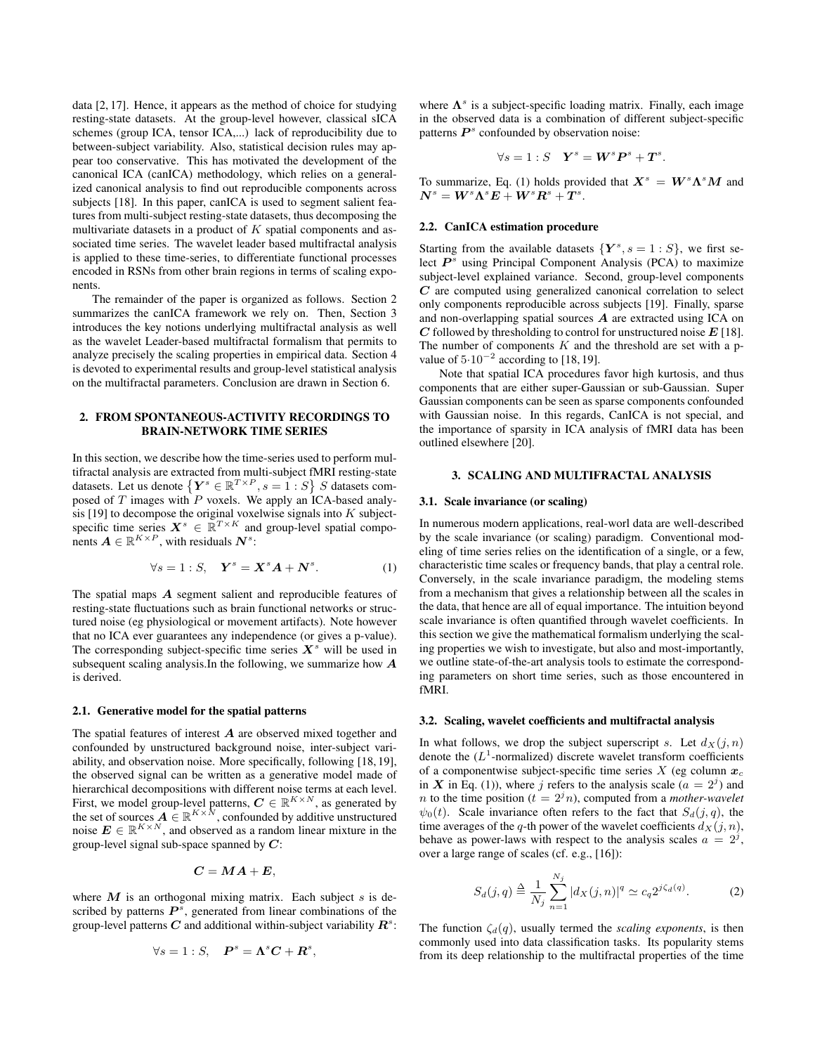data [2, 17]. Hence, it appears as the method of choice for studying resting-state datasets. At the group-level however, classical sICA schemes (group ICA, tensor ICA,...) lack of reproducibility due to between-subject variability. Also, statistical decision rules may appear too conservative. This has motivated the development of the canonical ICA (canICA) methodology, which relies on a generalized canonical analysis to find out reproducible components across subjects [18]. In this paper, canICA is used to segment salient features from multi-subject resting-state datasets, thus decomposing the multivariate datasets in a product of $K$ spatial components and associated time series. The wavelet leader based multifractal analysis is applied to these time-series, to differentiate functional processes encoded in RSNs from other brain regions in terms of scaling exponents.

The remainder of the paper is organized as follows. Section 2 summarizes the canICA framework we rely on. Then, Section 3 introduces the key notions underlying multifractal analysis as well as the wavelet Leader-based multifractal formalism that permits to analyze precisely the scaling properties in empirical data. Section 4 is devoted to experimental results and group-level statistical analysis on the multifractal parameters. Conclusion are drawn in Section 6.

## 2. FROM SPONTANEOUS-ACTIVITY RECORDINGS TO BRAIN-NETWORK TIME SERIES

In this section, we describe how the time-series used to perform multifractal analysis are extracted from multi-subject fMRI resting-state datasets. Let us denote $\left\{\boldsymbol{Y}^s \in \mathbb{R}^{T\times P}, s = 1 : S\right\}$ $S$ datasets composed of $T$ images with $P$ voxels. We apply an ICA-based analysis [19] to decompose the original voxelwise signals into $K$ subject-specific time series $\boldsymbol{X}^s \in \mathbb{R}^{T\times K}$ and group-level spatial components $\boldsymbol{A} \in \mathbb{R}^{K\times P}$, with residuals $\boldsymbol{N}^s$:

$$\forall s = 1 : S, \quad \boldsymbol{Y}^s = \boldsymbol{X}^s \boldsymbol{A} + \boldsymbol{N}^s. \tag{1}$$

The spatial maps $\boldsymbol{A}$ segment salient and reproducible features of resting-state fluctuations such as brain functional networks or structured noise (eg physiological or movement artifacts). Note however that no ICA ever guarantees any independence (or gives a p-value). The corresponding subject-specific time series $\boldsymbol{X}^s$ will be used in subsequent scaling analysis.In the following, we summarize how $\boldsymbol{A}$ is derived.

### 2.1. Generative model for the spatial patterns

The spatial features of interest $\boldsymbol{A}$ are observed mixed together and confounded by unstructured background noise, inter-subject variability, and observation noise. More specifically, following [18, 19], the observed signal can be written as a generative model made of hierarchical decompositions with different noise terms at each level. First, we model group-level patterns, $\boldsymbol{C} \in \mathbb{R}^{K\times N}$, as generated by the set of sources $\boldsymbol{A} \in \mathbb{R}^{K\times N}$, confounded by additive unstructured noise $\boldsymbol{E} \in \mathbb{R}^{K\times N}$, and observed as a random linear mixture in the group-level signal sub-space spanned by $\boldsymbol{C}$:

$$\boldsymbol{C} = \boldsymbol{M}\boldsymbol{A} + \boldsymbol{E},$$

where $\boldsymbol{M}$ is an orthogonal mixing matrix. Each subject $s$ is described by patterns $\boldsymbol{P}^s$, generated from linear combinations of the group-level patterns $\boldsymbol{C}$ and additional within-subject variability $\boldsymbol{R}^s$:

$$\forall s = 1 : S, \quad \boldsymbol{P}^s = \boldsymbol{\Lambda}^s \boldsymbol{C} + \boldsymbol{R}^s,$$

where $\boldsymbol{\Lambda}^s$ is a subject-specific loading matrix. Finally, each image in the observed data is a combination of different subject-specific patterns $\boldsymbol{P}^s$ confounded by observation noise:

$$\forall s = 1 : S \quad \boldsymbol{Y}^s = \boldsymbol{W}^s \boldsymbol{P}^s + \boldsymbol{T}^s.$$

To summarize, Eq. (1) holds provided that $\boldsymbol{X}^s = \boldsymbol{W}^s \boldsymbol{\Lambda}^s \boldsymbol{M}$ and $\boldsymbol{N}^s = \boldsymbol{W}^s \boldsymbol{\Lambda}^s \boldsymbol{E} + \boldsymbol{W}^s \boldsymbol{R}^s + \boldsymbol{T}^s$.

### 2.2. CanICA estimation procedure

Starting from the available datasets $\{\boldsymbol{Y}^s, s = 1 : S\}$, we first select $\boldsymbol{P}^s$ using Principal Component Analysis (PCA) to maximize subject-level explained variance. Second, group-level components $\boldsymbol{C}$ are computed using generalized canonical correlation to select only components reproducible across subjects [19]. Finally, sparse and non-overlapping spatial sources $\boldsymbol{A}$ are extracted using ICA on $\boldsymbol{C}$ followed by thresholding to control for unstructured noise $\boldsymbol{E}$ [18]. The number of components $K$ and the threshold are set with a p-value of $5\cdot 10^{-2}$ according to [18, 19].

Note that spatial ICA procedures favor high kurtosis, and thus components that are either super-Gaussian or sub-Gaussian. Super Gaussian components can be seen as sparse components confounded with Gaussian noise. In this regards, CanICA is not special, and the importance of sparsity in ICA analysis of fMRI data has been outlined elsewhere [20].

## 3. SCALING AND MULTIFRACTAL ANALYSIS

### 3.1. Scale invariance (or scaling)

In numerous modern applications, real-worl data are well-described by the scale invariance (or scaling) paradigm. Conventional modeling of time series relies on the identification of a single, or a few, characteristic time scales or frequency bands, that play a central role. Conversely, in the scale invariance paradigm, the modeling stems from a mechanism that gives a relationship between all the scales in the data, that hence are all of equal importance. The intuition beyond scale invariance is often quantified through wavelet coefficients. In this section we give the mathematical formalism underlying the scaling properties we wish to investigate, but also and most-importantly, we outline state-of-the-art analysis tools to estimate the corresponding parameters on short time series, such as those encountered in fMRI.

### 3.2. Scaling, wavelet coefficients and multifractal analysis

In what follows, we drop the subject superscript $s$. Let $d_X(j, n)$ denote the ($L^1$-normalized) discrete wavelet transform coefficients of a componentwise subject-specific time series $X$ (eg column $\boldsymbol{x}_c$ in $\boldsymbol{X}$ in Eq. (1)), where $j$ refers to the analysis scale ($a = 2^j$) and $n$ to the time position ($t = 2^j n$), computed from a *mother-wavelet* $\psi_0(t)$. Scale invariance often refers to the fact that $S_d(j, q)$, the time averages of the $q$-th power of the wavelet coefficients $d_X(j, n)$, behave as power-laws with respect to the analysis scales $a = 2^j$, over a large range of scales (cf. e.g., [16]):

$$S_d(j, q) \triangleq \frac{1}{N_j} \sum_{n=1}^{N_j} |d_X(j, n)|^q \simeq c_q 2^{j\zeta_d(q)}. \tag{2}$$

The function $\zeta_d(q)$, usually termed the *scaling exponents*, is then commonly used into data classification tasks. Its popularity stems from its deep relationship to the multifractal properties of the time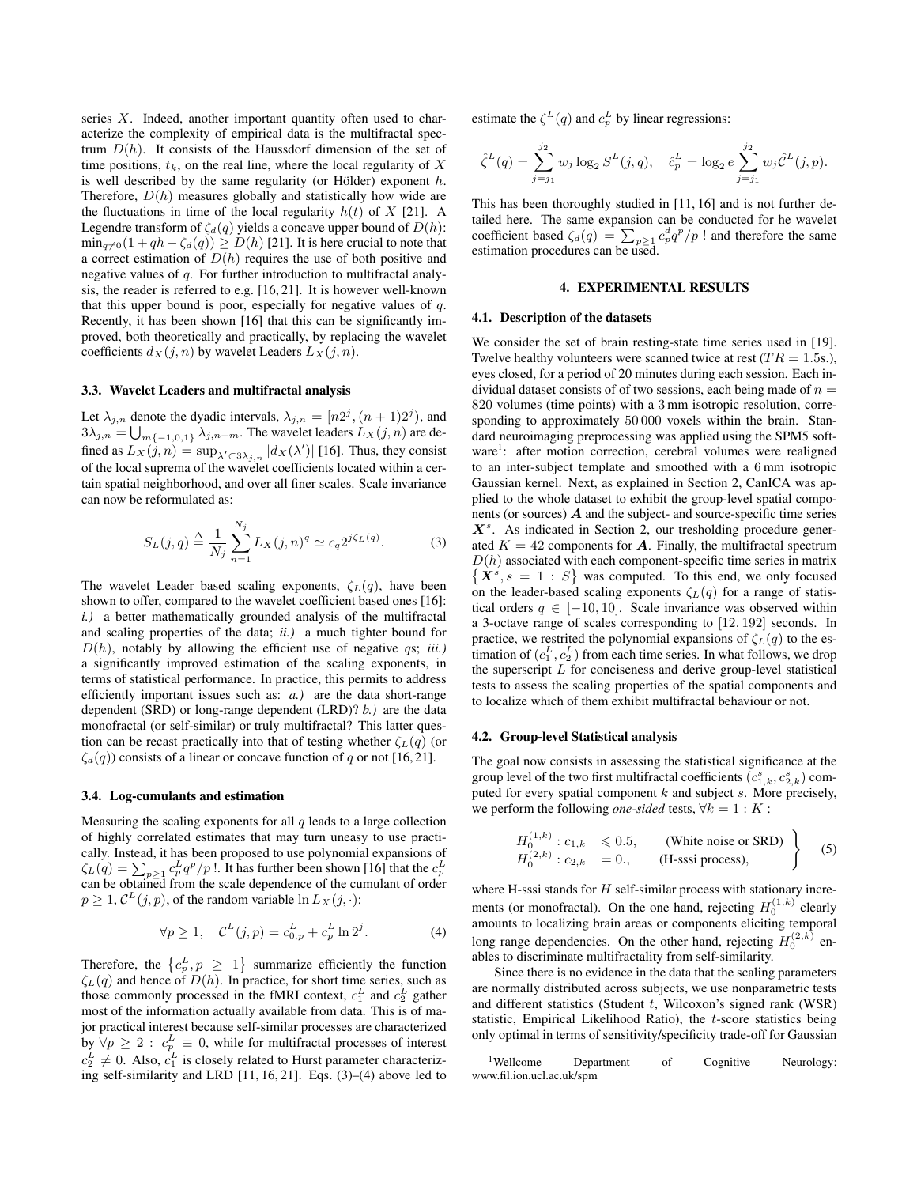series $X$. Indeed, another important quantity often used to characterize the complexity of empirical data is the multifractal spectrum $D(h)$. It consists of the Haussdorf dimension of the set of time positions, $t_k$, on the real line, where the local regularity of $X$ is well described by the same regularity (or Hölder) exponent $h$. Therefore, $D(h)$ measures globally and statistically how wide are the fluctuations in time of the local regularity $h(t)$ of $X$ [21]. A Legendre transform of $\zeta_d(q)$ yields a concave upper bound of $D(h)$: $\min_{q\neq 0}(1 + qh - \zeta_d(q)) \geq D(h)$ [21]. It is here crucial to note that a correct estimation of $D(h)$ requires the use of both positive and negative values of $q$. For further introduction to multifractal analysis, the reader is referred to e.g. [16, 21]. It is however well-known that this upper bound is poor, especially for negative values of $q$. Recently, it has been shown [16] that this can be significantly improved, both theoretically and practically, by replacing the wavelet coefficients $d_X(j, n)$ by wavelet Leaders $L_X(j, n)$.

### 3.3. Wavelet Leaders and multifractal analysis

Let $\lambda_{j,n}$ denote the dyadic intervals, $\lambda_{j,n} = [n2^j, (n+1)2^j)$, and $3\lambda_{j,n} = \bigcup_{m\{-1,0,1\}} \lambda_{j,n+m}$. The wavelet leaders $L_X(j, n)$ are defined as $L_X(j, n) = \sup_{\lambda' \subset 3\lambda_{j,n}} |d_X(\lambda')|$ [16]. Thus, they consist of the local suprema of the wavelet coefficients located within a certain spatial neighborhood, and over all finer scales. Scale invariance can now be reformulated as:

$$S_L(j, q) \triangleq \frac{1}{N_j} \sum_{n=1}^{N_j} L_X(j, n)^q \simeq c_q 2^{j\zeta_L(q)}. \tag{3}$$

The wavelet Leader based scaling exponents, $\zeta_L(q)$, have been shown to offer, compared to the wavelet coefficient based ones [16]: *i.)* a better mathematically grounded analysis of the multifractal and scaling properties of the data; *ii.)* a much tighter bound for $D(h)$, notably by allowing the efficient use of negative $q$s; *iii.)* a significantly improved estimation of the scaling exponents, in terms of statistical performance. In practice, this permits to address efficiently important issues such as: *a.)* are the data short-range dependent (SRD) or long-range dependent (LRD)? *b.)* are the data monofractal (or self-similar) or truly multifractal? This latter question can be recast practically into that of testing whether $\zeta_L(q)$ (or $\zeta_d(q)$) consists of a linear or concave function of $q$ or not [16, 21].

### 3.4. Log-cumulants and estimation

Measuring the scaling exponents for all $q$ leads to a large collection of highly correlated estimates that may turn uneasy to use practically. Instead, it has been proposed to use polynomial expansions of $\zeta_L(q) = \sum_{p\geq 1} c_p^L q^p / p\,!$. It has further been shown [16] that the $c_p^L$ can be obtained from the scale dependence of the cumulant of order $p \geq 1$, $\mathcal{C}^L(j, p)$, of the random variable $\ln L_X(j, \cdot)$:

$$\forall p \geq 1, \quad \mathcal{C}^L(j, p) = c_{0,p}^L + c_p^L \ln 2^j. \tag{4}$$

Therefore, the $\{c_p^L, p \geq 1\}$ summarize efficiently the function $\zeta_L(q)$ and hence of $D(h)$. In practice, for short time series, such as those commonly processed in the fMRI context, $c_1^L$ and $c_2^L$ gather most of the information actually available from data. This is of major practical interest because self-similar processes are characterized by $\forall p \geq 2 : c_p^L \equiv 0$, while for multifractal processes of interest $c_2^L \neq 0$. Also, $c_1^L$ is closely related to Hurst parameter characterizing self-similarity and LRD [11, 16, 21]. Eqs. (3)–(4) above led to estimate the $\zeta^L(q)$ and $c_p^L$ by linear regressions:

$$\hat{\zeta}^L(q) = \sum_{j=j_1}^{j_2} w_j \log_2 S^L(j, q), \quad \hat{c}_p^L = \log_2 e \sum_{j=j_1}^{j_2} w_j \hat{\mathcal{C}}^L(j, p).$$

This has been thoroughly studied in [11, 16] and is not further detailed here. The same expansion can be conducted for he wavelet coefficient based $\zeta_d(q) = \sum_{p\geq 1} c_p^d q^p / p\,!$ and therefore the same estimation procedures can be used.

## 4. EXPERIMENTAL RESULTS

### 4.1. Description of the datasets

We consider the set of brain resting-state time series used in [19]. Twelve healthy volunteers were scanned twice at rest ($TR = 1.5$s.), eyes closed, for a period of 20 minutes during each session. Each individual dataset consists of of two sessions, each being made of $n = 820$ volumes (time points) with a 3 mm isotropic resolution, corresponding to approximately 50 000 voxels within the brain. Standard neuroimaging preprocessing was applied using the SPM5 software[1]: after motion correction, cerebral volumes were realigned to an inter-subject template and smoothed with a 6 mm isotropic Gaussian kernel. Next, as explained in Section 2, CanICA was applied to the whole dataset to exhibit the group-level spatial components (or sources) $\boldsymbol{A}$ and the subject- and source-specific time series $\boldsymbol{X}^s$. As indicated in Section 2, our tresholding procedure generated $K = 42$ components for $\boldsymbol{A}$. Finally, the multifractal spectrum $D(h)$ associated with each component-specific time series in matrix $\{\boldsymbol{X}^s, s = 1 : S\}$ was computed. To this end, we only focused on the leader-based scaling exponents $\zeta_L(q)$ for a range of statistical orders $q \in [-10, 10]$. Scale invariance was observed within a 3-octave range of scales corresponding to $[12, 192]$ seconds. In practice, we restricted the polynomial expansions of $\zeta_L(q)$ to the estimation of $(c_1^L, c_2^L)$ from each time series. In what follows, we drop the superscript $L$ for conciseness and derive group-level statistical tests to assess the scaling properties of the spatial components and to localize which of them exhibit multifractal behaviour or not.

### 4.2. Group-level Statistical analysis

The goal now consists in assessing the statistical significance at the group level of the two first multifractal coefficients $(c_{1,k}^s, c_{2,k}^s)$ computed for every spatial component $k$ and subject $s$. More precisely, we perform the following *one-sided* tests, $\forall k = 1 : K$ :

$$\left.\begin{array}{lll} H_0^{(1,k)} : c_{1,k} & \leqslant 0.5, & \text{(White noise or SRD)} \\ H_0^{(2,k)} : c_{2,k} & = 0., & \text{(H-sssi process)}, \end{array}\right\} \tag{5}$$

where H-sssi stands for $H$ self-similar process with stationary increments (or monofractal). On the one hand, rejecting $H_0^{(1,k)}$ clearly amounts to localizing brain areas or components eliciting temporal long range dependencies. On the other hand, rejecting $H_0^{(2,k)}$ enables to discriminate multifractality from self-similarity.

Since there is no evidence in the data that the scaling parameters are normally distributed across subjects, we use nonparametric tests and different statistics (Student $t$, Wilcoxon's signed rank (WSR) statistic, Empirical Likelihood Ratio), the $t$-score statistics being only optimal in terms of sensitivity/specificity trade-off for Gaussian

[1] Wellcome Department of Cognitive Neurology; www.fil.ion.ucl.ac.uk/spm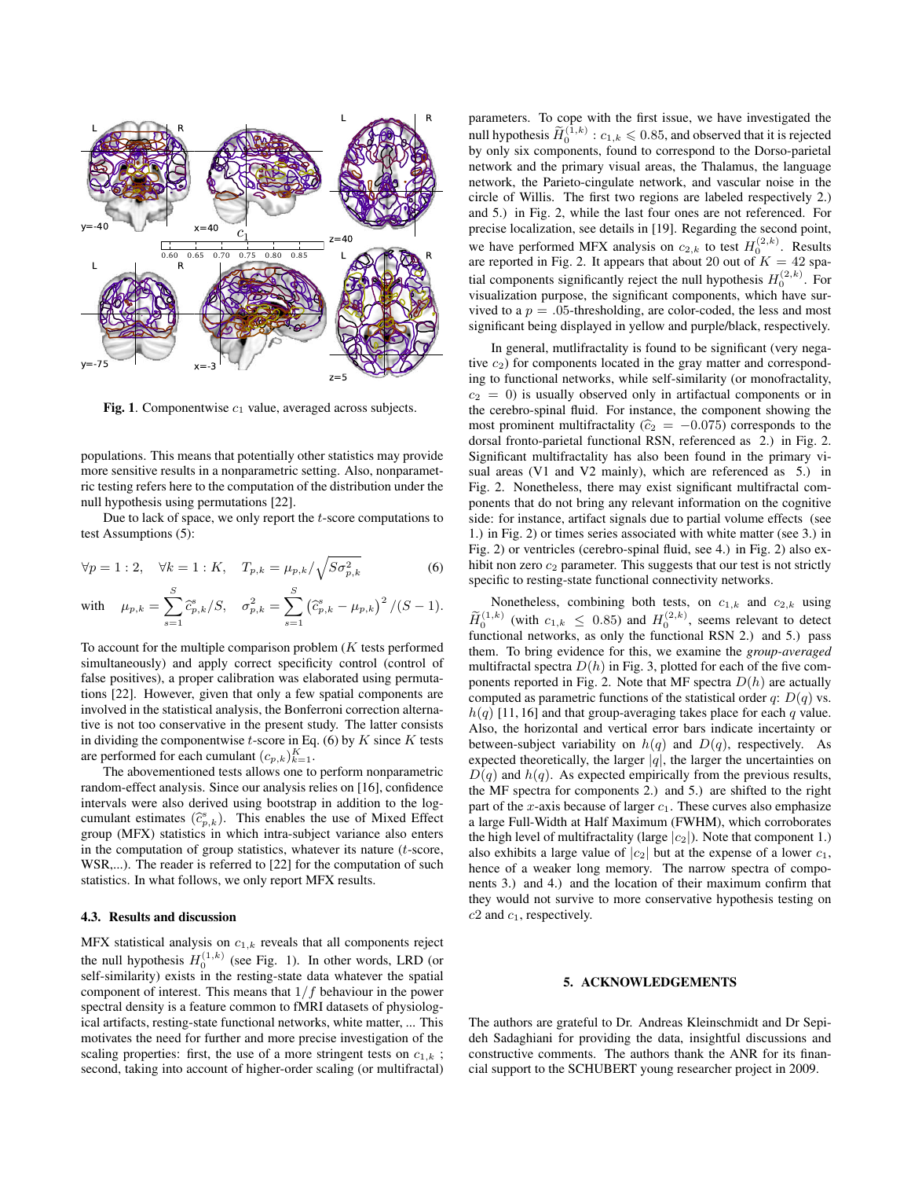Fig. 1. Componentwise $c_1$ value, averaged across subjects.

populations. This means that potentially other statistics may provide more sensitive results in a nonparametric setting. Also, nonparametric testing refers here to the computation of the distribution under the null hypothesis using permutations [22].

Due to lack of space, we only report the $t$-score computations to test Assumptions (5):

$$\forall p = 1:2, \quad \forall k = 1:K, \quad T_{p,k} = \mu_{p,k} / \sqrt{S \sigma^2_{p,k}} \tag{6}$$

$$\text{with} \quad \mu_{p,k} = \sum_{s=1}^{S} \widehat{c}^{s}_{p,k} / S, \quad \sigma^2_{p,k} = \sum_{s=1}^{S} \left( \widehat{c}^{s}_{p,k} - \mu_{p,k} \right)^2 / (S-1).$$

To account for the multiple comparison problem ($K$ tests performed simultaneously) and apply correct specificity control (control of false positives), a proper calibration was elaborated using permutations [22]. However, given that only a few spatial components are involved in the statistical analysis, the Bonferroni correction alternative is not too conservative in the present study. The latter consists in dividing the componentwise $t$-score in Eq. (6) by $K$ since $K$ tests are performed for each cumulant $(c_{p,k})_{k=1}^{K}$.

The abovementioned tests allows one to perform nonparametric random-effect analysis. Since our analysis relies on [16], confidence intervals were also derived using bootstrap in addition to the log-cumulant estimates $(\widehat{c}^{s}_{p,k})$. This enables the use of Mixed Effect group (MFX) statistics in which intra-subject variance also enters in the computation of group statistics, whatever its nature ($t$-score, WSR,...). The reader is referred to [22] for the computation of such statistics. In what follows, we only report MFX results.

### 4.3. Results and discussion

MFX statistical analysis on $c_{1,k}$ reveals that all components reject the null hypothesis $H_0^{(1,k)}$ (see Fig. 1). In other words, LRD (or self-similarity) exists in the resting-state data whatever the spatial component of interest. This means that $1/f$ behaviour in the power spectral density is a feature common to fMRI datasets of physiological artifacts, resting-state functional networks, white matter, ... This motivates the need for further and more precise investigation of the scaling properties: first, the use of a more stringent tests on $c_{1,k}$ ; second, taking into account of higher-order scaling (or multifractal) parameters. To cope with the first issue, we have investigated the null hypothesis $\widetilde{H}_0^{(1,k)} : c_{1,k} \leqslant 0.85$, and observed that it is rejected by only six components, found to correspond to the Dorso-parietal network and the primary visual areas, the Thalamus, the language network, the Parieto-cingulate network, and vascular noise in the circle of Willis. The first two regions are labeled respectively 2.) and 5.) in Fig. 2, while the last four ones are not referenced. For precise localization, see details in [19]. Regarding the second point, we have performed MFX analysis on $c_{2,k}$ to test $H_0^{(2,k)}$. Results are reported in Fig. 2. It appears that about 20 out of $K = 42$ spatial components significantly reject the null hypothesis $H_0^{(2,k)}$. For visualization purpose, the significant components, which have survived to a $p = .05$-thresholding, are color-coded, the less and most significant being displayed in yellow and purple/black, respectively.

In general, mutlifractality is found to be significant (very negative $c_2$) for components located in the gray matter and corresponding to functional networks, while self-similarity (or monofractality, $c_2 = 0$) is usually observed only in artifactual components or in the cerebro-spinal fluid. For instance, the component showing the most prominent multifractality ($\widehat{c}_2 = -0.075$) corresponds to the dorsal fronto-parietal functional RSN, referenced as 2.) in Fig. 2. Significant multifractality has also been found in the primary visual areas (V1 and V2 mainly), which are referenced as 5.) in Fig. 2. Nonetheless, there may exist significant multifractal components that do not bring any relevant information on the cognitive side: for instance, artifact signals due to partial volume effects (see 1.) in Fig. 2) or times series associated with white matter (see 3.) in Fig. 2) or ventricles (cerebro-spinal fluid, see 4.) in Fig. 2) also exhibit non zero $c_2$ parameter. This suggests that our test is not strictly specific to resting-state functional connectivity networks.

Nonetheless, combining both tests, on $c_{1,k}$ and $c_{2,k}$ using $\widetilde{H}_0^{(1,k)}$ (with $c_{1,k} \leq 0.85$) and $H_0^{(2,k)}$, seems relevant to detect functional networks, as only the functional RSN 2.) and 5.) pass them. To bring evidence for this, we examine the *group-averaged* multifractal spectra $D(h)$ in Fig. 3, plotted for each of the five components reported in Fig. 2. Note that MF spectra $D(h)$ are actually computed as parametric functions of the statistical order $q$: $D(q)$ vs. $h(q)$ [11, 16] and that group-averaging takes place for each $q$ value. Also, the horizontal and vertical error bars indicate incertainty or between-subject variability on $h(q)$ and $D(q)$, respectively. As expected theoretically, the larger $|q|$, the larger the uncertainties on $D(q)$ and $h(q)$. As expected empirically from the previous results, the MF spectra for components 2.) and 5.) are shifted to the right part of the $x$-axis because of larger $c_1$. These curves also emphasize a large Full-Width at Half Maximum (FWHM), which corroborates the high level of multifractality (large $|c_2|$). Note that component 1.) also exhibits a large value of $|c_2|$ but at the expense of a lower $c_1$, hence of a weaker long memory. The narrow spectra of components 3.) and 4.) and the location of their maximum confirm that they would not survive to more conservative hypothesis testing on $c2$ and $c_1$, respectively.

## 5. ACKNOWLEDGEMENTS

The authors are grateful to Dr. Andreas Kleinschmidt and Dr Sepideh Sadaghiani for providing the data, insightful discussions and constructive comments. The authors thank the ANR for its financial support to the SCHUBERT young researcher project in 2009.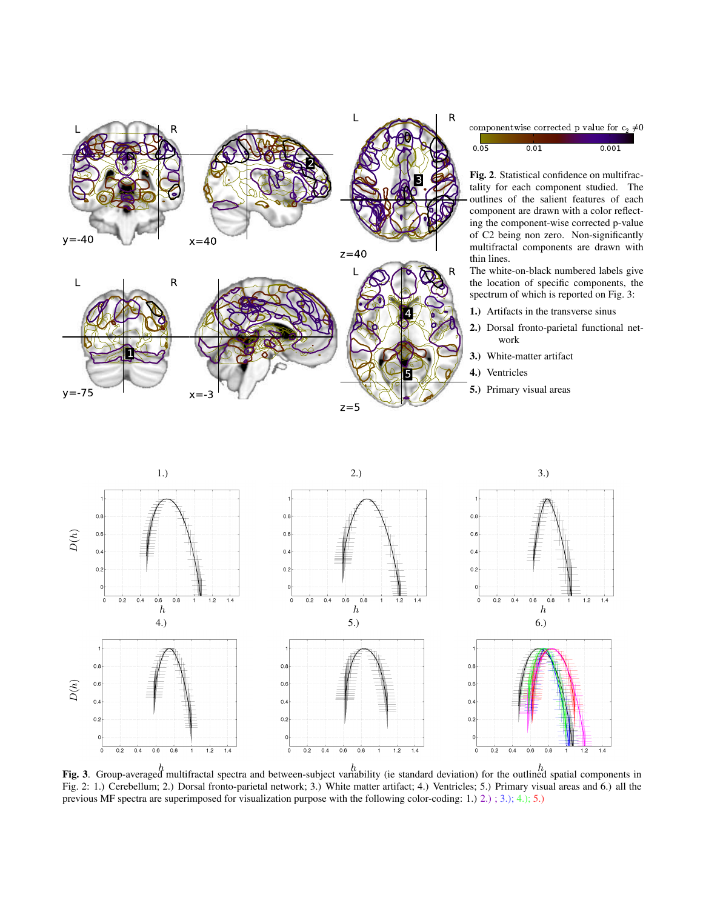**Fig. 2**. Statistical confidence on multifractality for each component studied. The outlines of the salient features of each component are drawn with a color reflecting the component-wise corrected p-value of C2 being non zero. Non-significantly multifractal components are drawn with thin lines.

The white-on-black numbered labels give the location of specific components, the spectrum of which is reported on Fig. 3:

**1.)** Artifacts in the transverse sinus

**2.)** Dorsal fronto-parietal functional network

**3.)** White-matter artifact

**4.)** Ventricles

**5.)** Primary visual areas

**Fig. 3**. Group-averaged multifractal spectra and between-subject variability (ie standard deviation) for the outlined spatial components in Fig. 2: 1.) Cerebellum; 2.) Dorsal fronto-parietal network; 3.) White matter artifact; 4.) Ventricles; 5.) Primary visual areas and 6.) all the previous MF spectra are superimposed for visualization purpose with the following color-coding: 1.) 2.) ; 3.); 4.); 5.)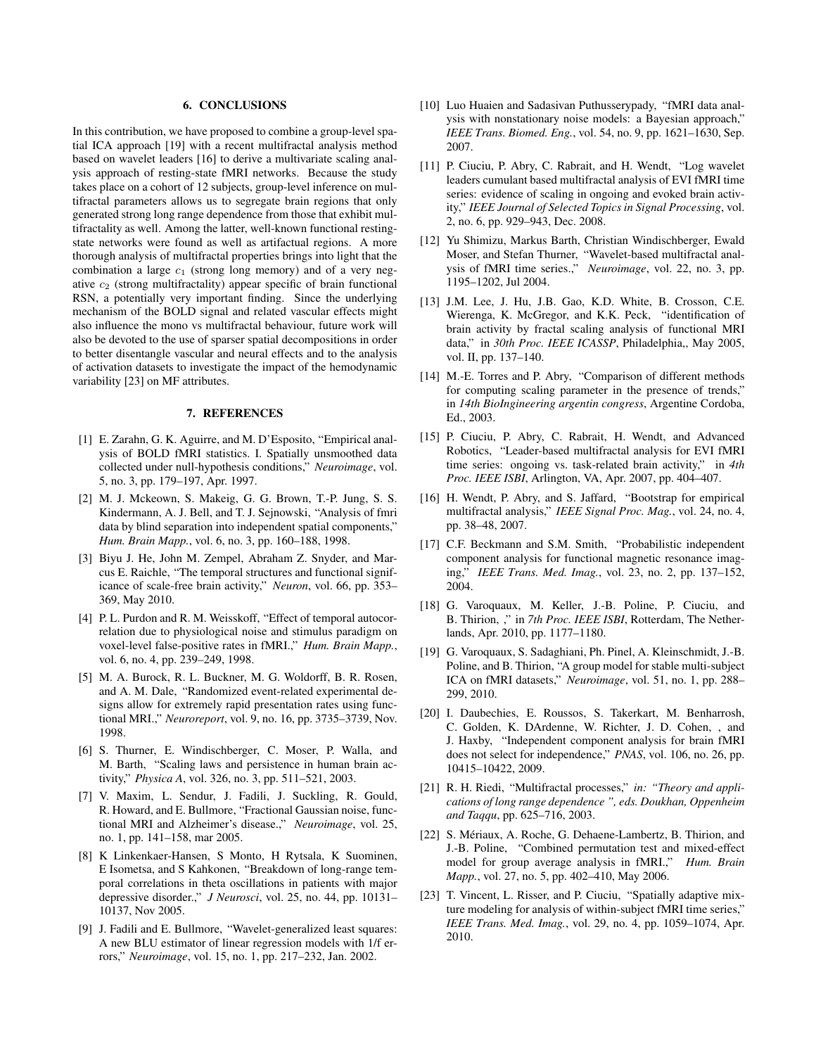## 6. CONCLUSIONS

In this contribution, we have proposed to combine a group-level spatial ICA approach [19] with a recent multifractal analysis method based on wavelet leaders [16] to derive a multivariate scaling analysis approach of resting-state fMRI networks. Because the study takes place on a cohort of 12 subjects, group-level inference on multifractal parameters allows us to segregate brain regions that only generated strong long range dependence from those that exhibit multifractality as well. Among the latter, well-known functional resting-state networks were found as well as artifactual regions. A more thorough analysis of multifractal properties brings into light that the combination a large $c_1$ (strong long memory) and of a very negative $c_2$ (strong multifractality) appear specific of brain functional RSN, a potentially very important finding. Since the underlying mechanism of the BOLD signal and related vascular effects might also influence the mono vs multifractal behaviour, future work will also be devoted to the use of sparser spatial decompositions in order to better disentangle vascular and neural effects and to the analysis of activation datasets to investigate the impact of the hemodynamic variability [23] on MF attributes.

## 7. REFERENCES

[1] E. Zarahn, G. K. Aguirre, and M. D'Esposito, "Empirical analysis of BOLD fMRI statistics. I. Spatially unsmoothed data collected under null-hypothesis conditions," *Neuroimage*, vol. 5, no. 3, pp. 179–197, Apr. 1997.

[2] M. J. Mckeown, S. Makeig, G. G. Brown, T.-P. Jung, S. S. Kindermann, A. J. Bell, and T. J. Sejnowski, "Analysis of fmri data by blind separation into independent spatial components," *Hum. Brain Mapp.*, vol. 6, no. 3, pp. 160–188, 1998.

[3] Biyu J. He, John M. Zempel, Abraham Z. Snyder, and Marcus E. Raichle, "The temporal structures and functional significance of scale-free brain activity," *Neuron*, vol. 66, pp. 353–369, May 2010.

[4] P. L. Purdon and R. M. Weisskoff, "Effect of temporal autocorrelation due to physiological noise and stimulus paradigm on voxel-level false-positive rates in fMRI.," *Hum. Brain Mapp.*, vol. 6, no. 4, pp. 239–249, 1998.

[5] M. A. Burock, R. L. Buckner, M. G. Woldorff, B. R. Rosen, and A. M. Dale, "Randomized event-related experimental designs allow for extremely rapid presentation rates using functional MRI.," *Neuroreport*, vol. 9, no. 16, pp. 3735–3739, Nov. 1998.

[6] S. Thurner, E. Windischberger, C. Moser, P. Walla, and M. Barth, "Scaling laws and persistence in human brain activity," *Physica A*, vol. 326, no. 3, pp. 511–521, 2003.

[7] V. Maxim, L. Sendur, J. Fadili, J. Suckling, R. Gould, R. Howard, and E. Bullmore, "Fractional Gaussian noise, functional MRI and Alzheimer's disease.," *Neuroimage*, vol. 25, no. 1, pp. 141–158, mar 2005.

[8] K Linkenkaer-Hansen, S Monto, H Rytsala, K Suominen, E Isometsa, and S Kahkonen, "Breakdown of long-range temporal correlations in theta oscillations in patients with major depressive disorder.," *J Neurosci*, vol. 25, no. 44, pp. 10131–10137, Nov 2005.

[9] J. Fadili and E. Bullmore, "Wavelet-generalized least squares: A new BLU estimator of linear regression models with 1/f errors," *Neuroimage*, vol. 15, no. 1, pp. 217–232, Jan. 2002.

[10] Luo Huaien and Sadasivan Puthusserypady, "fMRI data analysis with nonstationary noise models: a Bayesian approach," *IEEE Trans. Biomed. Eng.*, vol. 54, no. 9, pp. 1621–1630, Sep. 2007.

[11] P. Ciuciu, P. Abry, C. Rabrait, and H. Wendt, "Log wavelet leaders cumulant based multifractal analysis of EVI fMRI time series: evidence of scaling in ongoing and evoked brain activity," *IEEE Journal of Selected Topics in Signal Processing*, vol. 2, no. 6, pp. 929–943, Dec. 2008.

[12] Yu Shimizu, Markus Barth, Christian Windischberger, Ewald Moser, and Stefan Thurner, "Wavelet-based multifractal analysis of fMRI time series.," *Neuroimage*, vol. 22, no. 3, pp. 1195–1202, Jul 2004.

[13] J.M. Lee, J. Hu, J.B. Gao, K.D. White, B. Crosson, C.E. Wierenga, K. McGregor, and K.K. Peck, "identification of brain activity by fractal scaling analysis of functional MRI data," in *30th Proc. IEEE ICASSP*, Philadelphia,, May 2005, vol. II, pp. 137–140.

[14] M.-E. Torres and P. Abry, "Comparison of different methods for computing scaling parameter in the presence of trends," in *14th BioIngineering argentin congress*, Argentine Cordoba, Ed., 2003.

[15] P. Ciuciu, P. Abry, C. Rabrait, H. Wendt, and Advanced Robotics, "Leader-based multifractal analysis for EVI fMRI time series: ongoing vs. task-related brain activity," in *4th Proc. IEEE ISBI*, Arlington, VA, Apr. 2007, pp. 404–407.

[16] H. Wendt, P. Abry, and S. Jaffard, "Bootstrap for empirical multifractal analysis," *IEEE Signal Proc. Mag.*, vol. 24, no. 4, pp. 38–48, 2007.

[17] C.F. Beckmann and S.M. Smith, "Probabilistic independent component analysis for functional magnetic resonance imaging," *IEEE Trans. Med. Imag.*, vol. 23, no. 2, pp. 137–152, 2004.

[18] G. Varoquaux, M. Keller, J.-B. Poline, P. Ciuciu, and B. Thirion, ," in *7th Proc. IEEE ISBI*, Rotterdam, The Netherlands, Apr. 2010, pp. 1177–1180.

[19] G. Varoquaux, S. Sadaghiani, Ph. Pinel, A. Kleinschmidt, J.-B. Poline, and B. Thirion, "A group model for stable multi-subject ICA on fMRI datasets," *Neuroimage*, vol. 51, no. 1, pp. 288–299, 2010.

[20] I. Daubechies, E. Roussos, S. Takerkart, M. Benharrosh, C. Golden, K. DArdenne, W. Richter, J. D. Cohen, , and J. Haxby, "Independent component analysis for brain fMRI does not select for independence," *PNAS*, vol. 106, no. 26, pp. 10415–10422, 2009.

[21] R. H. Riedi, "Multifractal processes," *in: "Theory and applications of long range dependence ", eds. Doukhan, Oppenheim and Taqqu*, pp. 625–716, 2003.

[22] S. Mériaux, A. Roche, G. Dehaene-Lambertz, B. Thirion, and J.-B. Poline, "Combined permutation test and mixed-effect model for group average analysis in fMRI.," *Hum. Brain Mapp.*, vol. 27, no. 5, pp. 402–410, May 2006.

[23] T. Vincent, L. Risser, and P. Ciuciu, "Spatially adaptive mixture modeling for analysis of within-subject fMRI time series," *IEEE Trans. Med. Imag.*, vol. 29, no. 4, pp. 1059–1074, Apr. 2010.